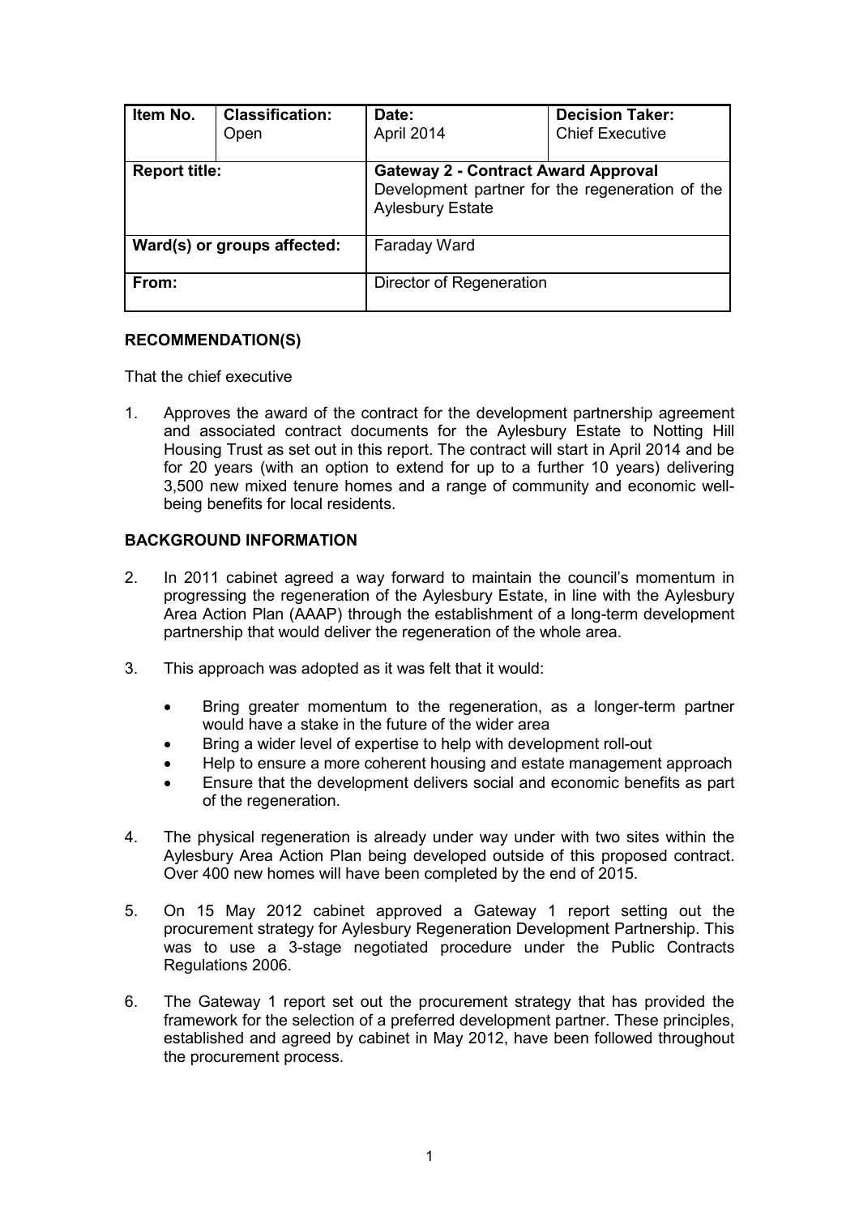| Item No. | Classification: Open | Date: April 2014 | Decision Taker: Chief Executive |
| --- | --- | --- | --- |
| **Report title:** | | **Gateway 2 - Contract Award Approval** Development partner for the regeneration of the Aylesbury Estate | |
| **Ward(s) or groups affected:** | | Faraday Ward | |
| **From:** | | Director of Regeneration | |

## RECOMMENDATION(S)

That the chief executive

1. Approves the award of the contract for the development partnership agreement and associated contract documents for the Aylesbury Estate to Notting Hill Housing Trust as set out in this report. The contract will start in April 2014 and be for 20 years (with an option to extend for up to a further 10 years) delivering 3,500 new mixed tenure homes and a range of community and economic well-being benefits for local residents.

## BACKGROUND INFORMATION

2. In 2011 cabinet agreed a way forward to maintain the council's momentum in progressing the regeneration of the Aylesbury Estate, in line with the Aylesbury Area Action Plan (AAAP) through the establishment of a long-term development partnership that would deliver the regeneration of the whole area.

3. This approach was adopted as it was felt that it would:

   - Bring greater momentum to the regeneration, as a longer-term partner would have a stake in the future of the wider area
   - Bring a wider level of expertise to help with development roll-out
   - Help to ensure a more coherent housing and estate management approach
   - Ensure that the development delivers social and economic benefits as part of the regeneration.

4. The physical regeneration is already under way under with two sites within the Aylesbury Area Action Plan being developed outside of this proposed contract. Over 400 new homes will have been completed by the end of 2015.

5. On 15 May 2012 cabinet approved a Gateway 1 report setting out the procurement strategy for Aylesbury Regeneration Development Partnership. This was to use a 3-stage negotiated procedure under the Public Contracts Regulations 2006.

6. The Gateway 1 report set out the procurement strategy that has provided the framework for the selection of a preferred development partner. These principles, established and agreed by cabinet in May 2012, have been followed throughout the procurement process.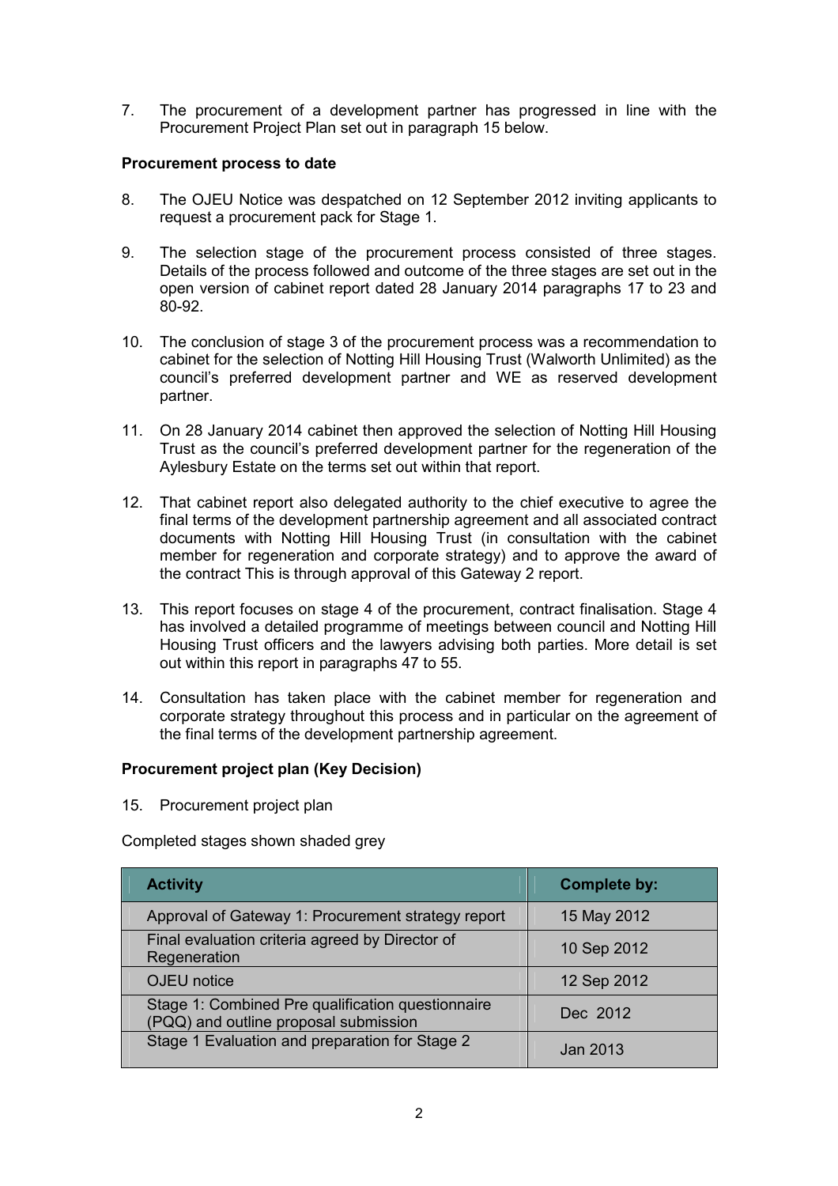7. The procurement of a development partner has progressed in line with the Procurement Project Plan set out in paragraph 15 below.

**Procurement process to date**

8. The OJEU Notice was despatched on 12 September 2012 inviting applicants to request a procurement pack for Stage 1.

9. The selection stage of the procurement process consisted of three stages. Details of the process followed and outcome of the three stages are set out in the open version of cabinet report dated 28 January 2014 paragraphs 17 to 23 and 80-92.

10. The conclusion of stage 3 of the procurement process was a recommendation to cabinet for the selection of Notting Hill Housing Trust (Walworth Unlimited) as the council's preferred development partner and WE as reserved development partner.

11. On 28 January 2014 cabinet then approved the selection of Notting Hill Housing Trust as the council's preferred development partner for the regeneration of the Aylesbury Estate on the terms set out within that report.

12. That cabinet report also delegated authority to the chief executive to agree the final terms of the development partnership agreement and all associated contract documents with Notting Hill Housing Trust (in consultation with the cabinet member for regeneration and corporate strategy) and to approve the award of the contract This is through approval of this Gateway 2 report.

13. This report focuses on stage 4 of the procurement, contract finalisation. Stage 4 has involved a detailed programme of meetings between council and Notting Hill Housing Trust officers and the lawyers advising both parties. More detail is set out within this report in paragraphs 47 to 55.

14. Consultation has taken place with the cabinet member for regeneration and corporate strategy throughout this process and in particular on the agreement of the final terms of the development partnership agreement.

**Procurement project plan (Key Decision)**

15. Procurement project plan

Completed stages shown shaded grey

| Activity | Complete by: |
| --- | --- |
| Approval of Gateway 1: Procurement strategy report | 15 May 2012 |
| Final evaluation criteria agreed by Director of Regeneration | 10 Sep 2012 |
| OJEU notice | 12 Sep 2012 |
| Stage 1: Combined Pre qualification questionnaire (PQQ) and outline proposal submission | Dec 2012 |
| Stage 1 Evaluation and preparation for Stage 2 | Jan 2013 |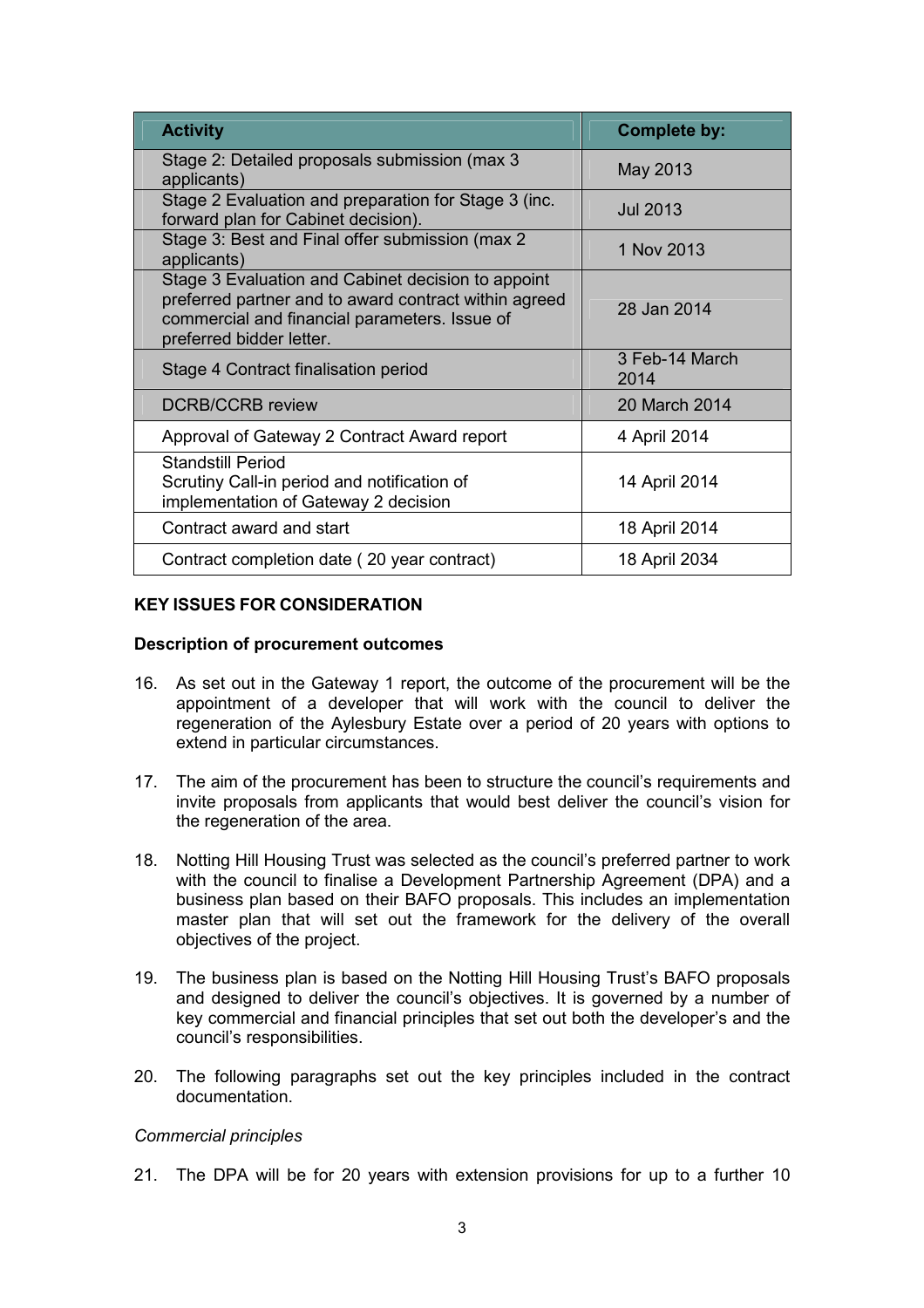| Activity | Complete by: |
|---|---|
| Stage 2: Detailed proposals submission (max 3 applicants) | May 2013 |
| Stage 2 Evaluation and preparation for Stage 3 (inc. forward plan for Cabinet decision). | Jul 2013 |
| Stage 3: Best and Final offer submission (max 2 applicants) | 1 Nov 2013 |
| Stage 3 Evaluation and Cabinet decision to appoint preferred partner and to award contract within agreed commercial and financial parameters. Issue of preferred bidder letter. | 28 Jan 2014 |
| Stage 4 Contract finalisation period | 3 Feb-14 March 2014 |
| DCRB/CCRB review | 20 March 2014 |
| Approval of Gateway 2 Contract Award report | 4 April 2014 |
| Standstill Period<br>Scrutiny Call-in period and notification of implementation of Gateway 2 decision | 14 April 2014 |
| Contract award and start | 18 April 2014 |
| Contract completion date ( 20 year contract) | 18 April 2034 |

## KEY ISSUES FOR CONSIDERATION

### Description of procurement outcomes

16. As set out in the Gateway 1 report, the outcome of the procurement will be the appointment of a developer that will work with the council to deliver the regeneration of the Aylesbury Estate over a period of 20 years with options to extend in particular circumstances.

17. The aim of the procurement has been to structure the council's requirements and invite proposals from applicants that would best deliver the council's vision for the regeneration of the area.

18. Notting Hill Housing Trust was selected as the council's preferred partner to work with the council to finalise a Development Partnership Agreement (DPA) and a business plan based on their BAFO proposals. This includes an implementation master plan that will set out the framework for the delivery of the overall objectives of the project.

19. The business plan is based on the Notting Hill Housing Trust's BAFO proposals and designed to deliver the council's objectives. It is governed by a number of key commercial and financial principles that set out both the developer's and the council's responsibilities.

20. The following paragraphs set out the key principles included in the contract documentation.

*Commercial principles*

21. The DPA will be for 20 years with extension provisions for up to a further 10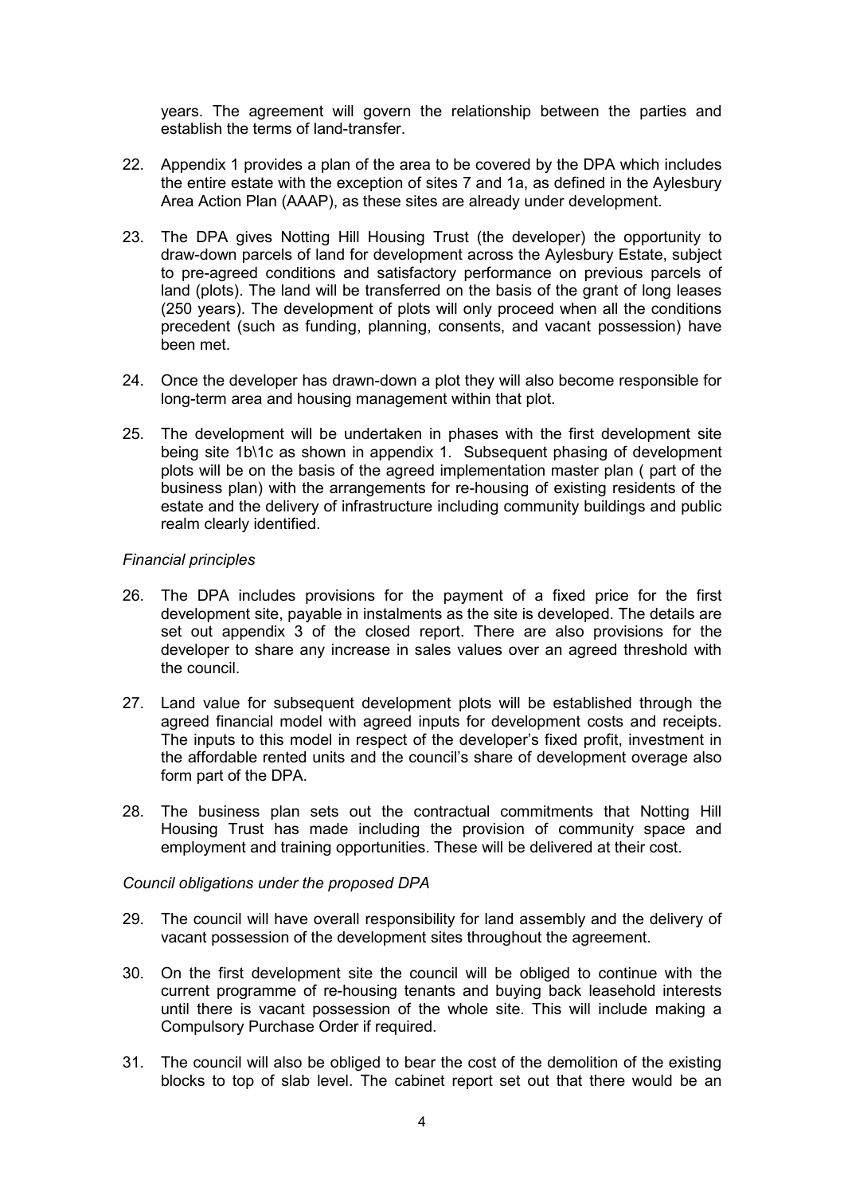years. The agreement will govern the relationship between the parties and establish the terms of land-transfer.

22. Appendix 1 provides a plan of the area to be covered by the DPA which includes the entire estate with the exception of sites 7 and 1a, as defined in the Aylesbury Area Action Plan (AAAP), as these sites are already under development.

23. The DPA gives Notting Hill Housing Trust (the developer) the opportunity to draw-down parcels of land for development across the Aylesbury Estate, subject to pre-agreed conditions and satisfactory performance on previous parcels of land (plots). The land will be transferred on the basis of the grant of long leases (250 years). The development of plots will only proceed when all the conditions precedent (such as funding, planning, consents, and vacant possession) have been met.

24. Once the developer has drawn-down a plot they will also become responsible for long-term area and housing management within that plot.

25. The development will be undertaken in phases with the first development site being site 1b\1c as shown in appendix 1. Subsequent phasing of development plots will be on the basis of the agreed implementation master plan ( part of the business plan) with the arrangements for re-housing of existing residents of the estate and the delivery of infrastructure including community buildings and public realm clearly identified.

*Financial principles*

26. The DPA includes provisions for the payment of a fixed price for the first development site, payable in instalments as the site is developed. The details are set out appendix 3 of the closed report. There are also provisions for the developer to share any increase in sales values over an agreed threshold with the council.

27. Land value for subsequent development plots will be established through the agreed financial model with agreed inputs for development costs and receipts. The inputs to this model in respect of the developer's fixed profit, investment in the affordable rented units and the council's share of development overage also form part of the DPA.

28. The business plan sets out the contractual commitments that Notting Hill Housing Trust has made including the provision of community space and employment and training opportunities. These will be delivered at their cost.

*Council obligations under the proposed DPA*

29. The council will have overall responsibility for land assembly and the delivery of vacant possession of the development sites throughout the agreement.

30. On the first development site the council will be obliged to continue with the current programme of re-housing tenants and buying back leasehold interests until there is vacant possession of the whole site. This will include making a Compulsory Purchase Order if required.

31. The council will also be obliged to bear the cost of the demolition of the existing blocks to top of slab level. The cabinet report set out that there would be an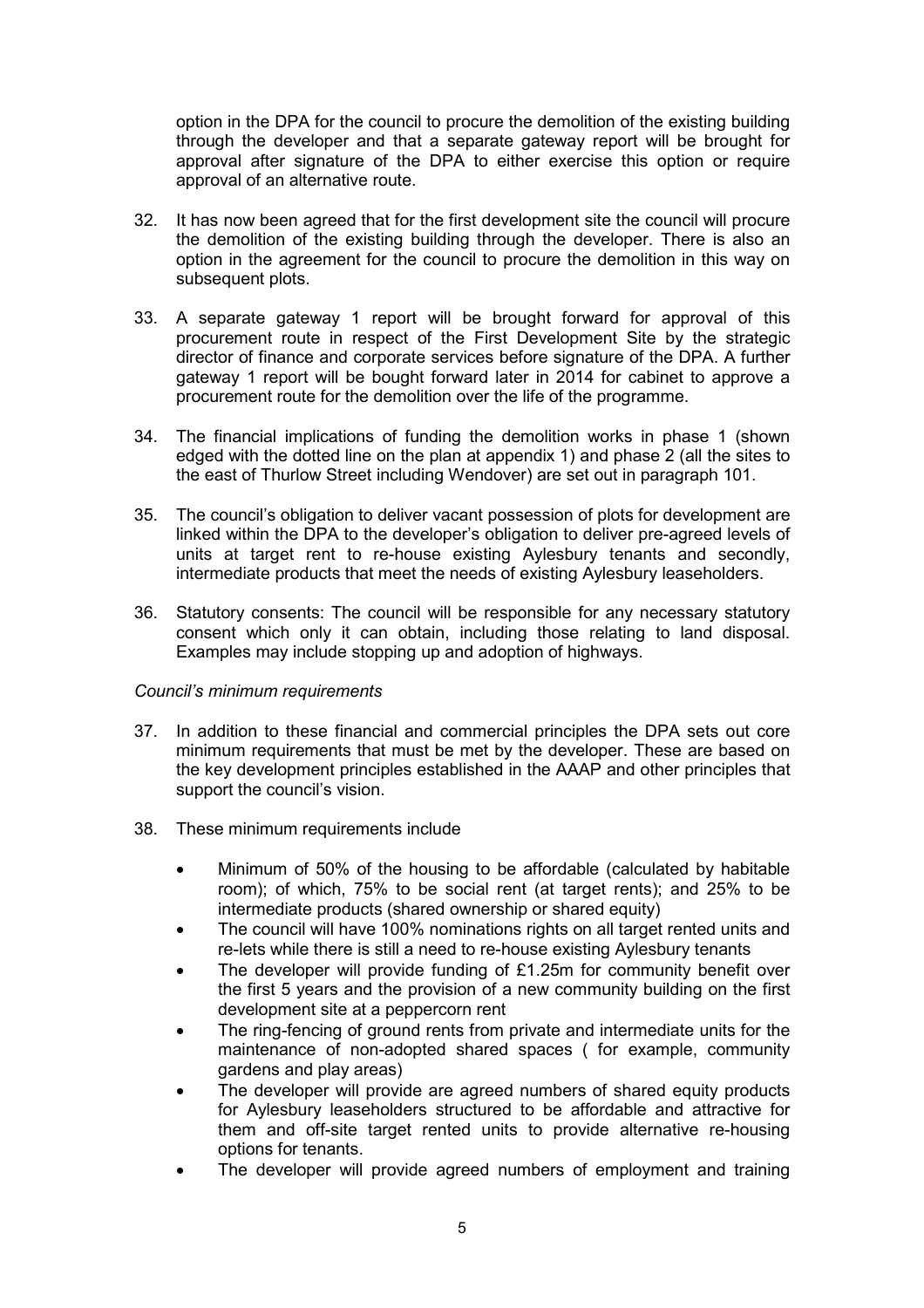option in the DPA for the council to procure the demolition of the existing building through the developer and that a separate gateway report will be brought for approval after signature of the DPA to either exercise this option or require approval of an alternative route.

32. It has now been agreed that for the first development site the council will procure the demolition of the existing building through the developer. There is also an option in the agreement for the council to procure the demolition in this way on subsequent plots.

33. A separate gateway 1 report will be brought forward for approval of this procurement route in respect of the First Development Site by the strategic director of finance and corporate services before signature of the DPA. A further gateway 1 report will be bought forward later in 2014 for cabinet to approve a procurement route for the demolition over the life of the programme.

34. The financial implications of funding the demolition works in phase 1 (shown edged with the dotted line on the plan at appendix 1) and phase 2 (all the sites to the east of Thurlow Street including Wendover) are set out in paragraph 101.

35. The council's obligation to deliver vacant possession of plots for development are linked within the DPA to the developer's obligation to deliver pre-agreed levels of units at target rent to re-house existing Aylesbury tenants and secondly, intermediate products that meet the needs of existing Aylesbury leaseholders.

36. Statutory consents: The council will be responsible for any necessary statutory consent which only it can obtain, including those relating to land disposal. Examples may include stopping up and adoption of highways.

*Council's minimum requirements*

37. In addition to these financial and commercial principles the DPA sets out core minimum requirements that must be met by the developer. These are based on the key development principles established in the AAAP and other principles that support the council's vision.

38. These minimum requirements include

    - Minimum of 50% of the housing to be affordable (calculated by habitable room); of which, 75% to be social rent (at target rents); and 25% to be intermediate products (shared ownership or shared equity)
    - The council will have 100% nominations rights on all target rented units and re-lets while there is still a need to re-house existing Aylesbury tenants
    - The developer will provide funding of £1.25m for community benefit over the first 5 years and the provision of a new community building on the first development site at a peppercorn rent
    - The ring-fencing of ground rents from private and intermediate units for the maintenance of non-adopted shared spaces ( for example, community gardens and play areas)
    - The developer will provide are agreed numbers of shared equity products for Aylesbury leaseholders structured to be affordable and attractive for them and off-site target rented units to provide alternative re-housing options for tenants.
    - The developer will provide agreed numbers of employment and training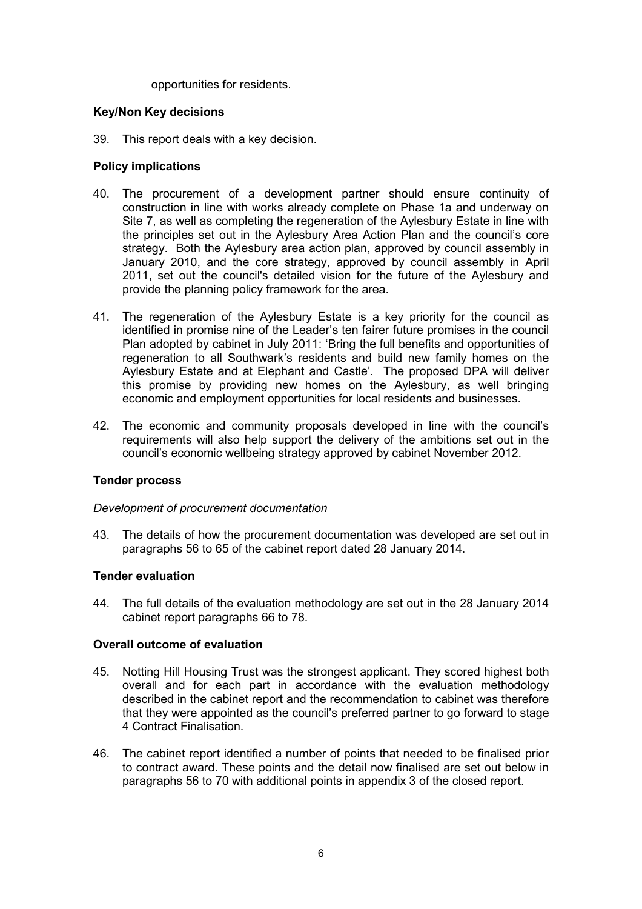opportunities for residents.

**Key/Non Key decisions**

39. This report deals with a key decision.

**Policy implications**

40. The procurement of a development partner should ensure continuity of construction in line with works already complete on Phase 1a and underway on Site 7, as well as completing the regeneration of the Aylesbury Estate in line with the principles set out in the Aylesbury Area Action Plan and the council's core strategy. Both the Aylesbury area action plan, approved by council assembly in January 2010, and the core strategy, approved by council assembly in April 2011, set out the council's detailed vision for the future of the Aylesbury and provide the planning policy framework for the area.

41. The regeneration of the Aylesbury Estate is a key priority for the council as identified in promise nine of the Leader's ten fairer future promises in the council Plan adopted by cabinet in July 2011: 'Bring the full benefits and opportunities of regeneration to all Southwark's residents and build new family homes on the Aylesbury Estate and at Elephant and Castle'. The proposed DPA will deliver this promise by providing new homes on the Aylesbury, as well bringing economic and employment opportunities for local residents and businesses.

42. The economic and community proposals developed in line with the council's requirements will also help support the delivery of the ambitions set out in the council's economic wellbeing strategy approved by cabinet November 2012.

**Tender process**

*Development of procurement documentation*

43. The details of how the procurement documentation was developed are set out in paragraphs 56 to 65 of the cabinet report dated 28 January 2014.

**Tender evaluation**

44. The full details of the evaluation methodology are set out in the 28 January 2014 cabinet report paragraphs 66 to 78.

**Overall outcome of evaluation**

45. Notting Hill Housing Trust was the strongest applicant. They scored highest both overall and for each part in accordance with the evaluation methodology described in the cabinet report and the recommendation to cabinet was therefore that they were appointed as the council's preferred partner to go forward to stage 4 Contract Finalisation.

46. The cabinet report identified a number of points that needed to be finalised prior to contract award. These points and the detail now finalised are set out below in paragraphs 56 to 70 with additional points in appendix 3 of the closed report.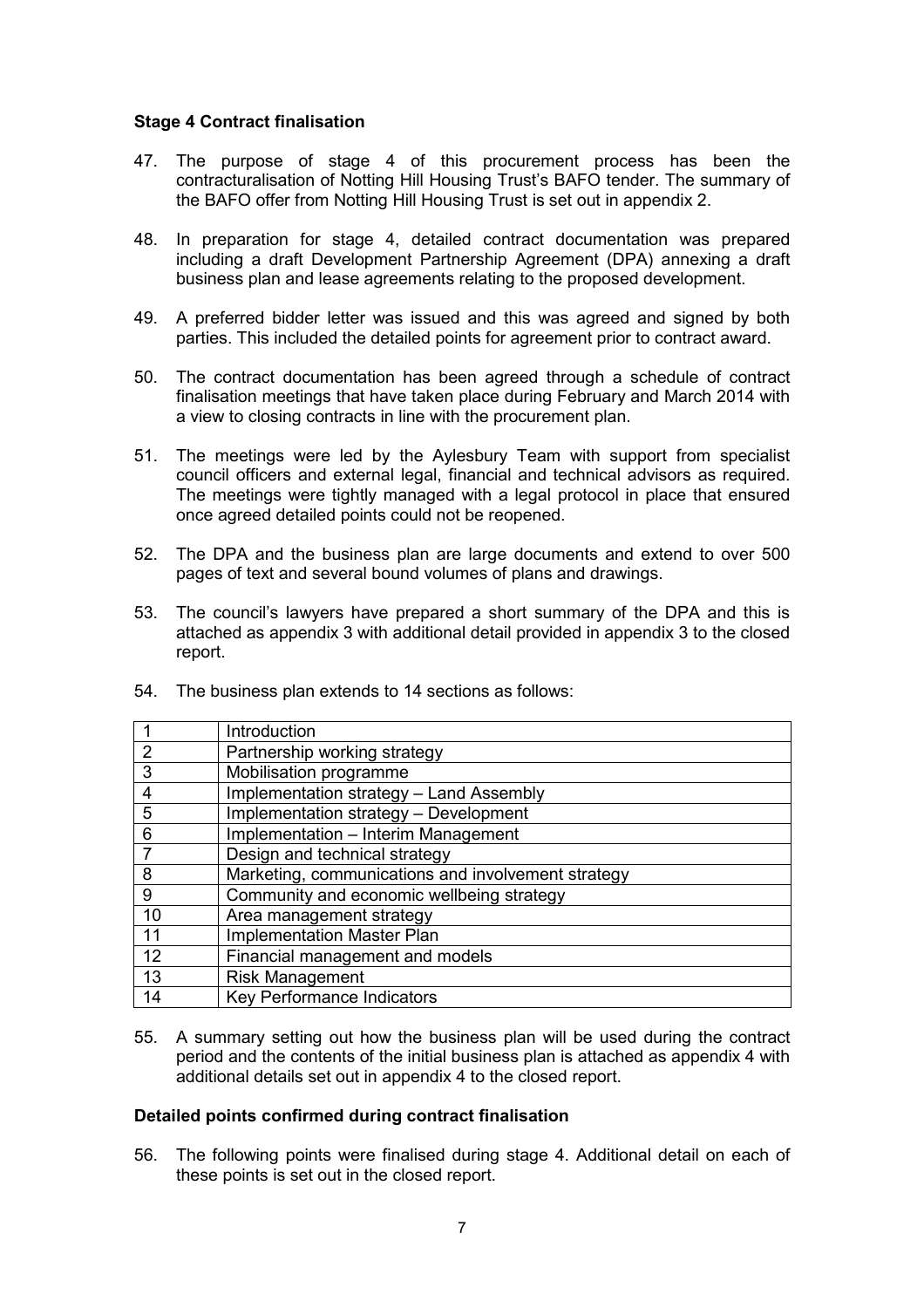**Stage 4 Contract finalisation**

47. The purpose of stage 4 of this procurement process has been the contracturalisation of Notting Hill Housing Trust's BAFO tender. The summary of the BAFO offer from Notting Hill Housing Trust is set out in appendix 2.

48. In preparation for stage 4, detailed contract documentation was prepared including a draft Development Partnership Agreement (DPA) annexing a draft business plan and lease agreements relating to the proposed development.

49. A preferred bidder letter was issued and this was agreed and signed by both parties. This included the detailed points for agreement prior to contract award.

50. The contract documentation has been agreed through a schedule of contract finalisation meetings that have taken place during February and March 2014 with a view to closing contracts in line with the procurement plan.

51. The meetings were led by the Aylesbury Team with support from specialist council officers and external legal, financial and technical advisors as required. The meetings were tightly managed with a legal protocol in place that ensured once agreed detailed points could not be reopened.

52. The DPA and the business plan are large documents and extend to over 500 pages of text and several bound volumes of plans and drawings.

53. The council's lawyers have prepared a short summary of the DPA and this is attached as appendix 3 with additional detail provided in appendix 3 to the closed report.

54. The business plan extends to 14 sections as follows:

| | |
|---|---|
| 1 | Introduction |
| 2 | Partnership working strategy |
| 3 | Mobilisation programme |
| 4 | Implementation strategy – Land Assembly |
| 5 | Implementation strategy – Development |
| 6 | Implementation – Interim Management |
| 7 | Design and technical strategy |
| 8 | Marketing, communications and involvement strategy |
| 9 | Community and economic wellbeing strategy |
| 10 | Area management strategy |
| 11 | Implementation Master Plan |
| 12 | Financial management and models |
| 13 | Risk Management |
| 14 | Key Performance Indicators |

55. A summary setting out how the business plan will be used during the contract period and the contents of the initial business plan is attached as appendix 4 with additional details set out in appendix 4 to the closed report.

**Detailed points confirmed during contract finalisation**

56. The following points were finalised during stage 4. Additional detail on each of these points is set out in the closed report.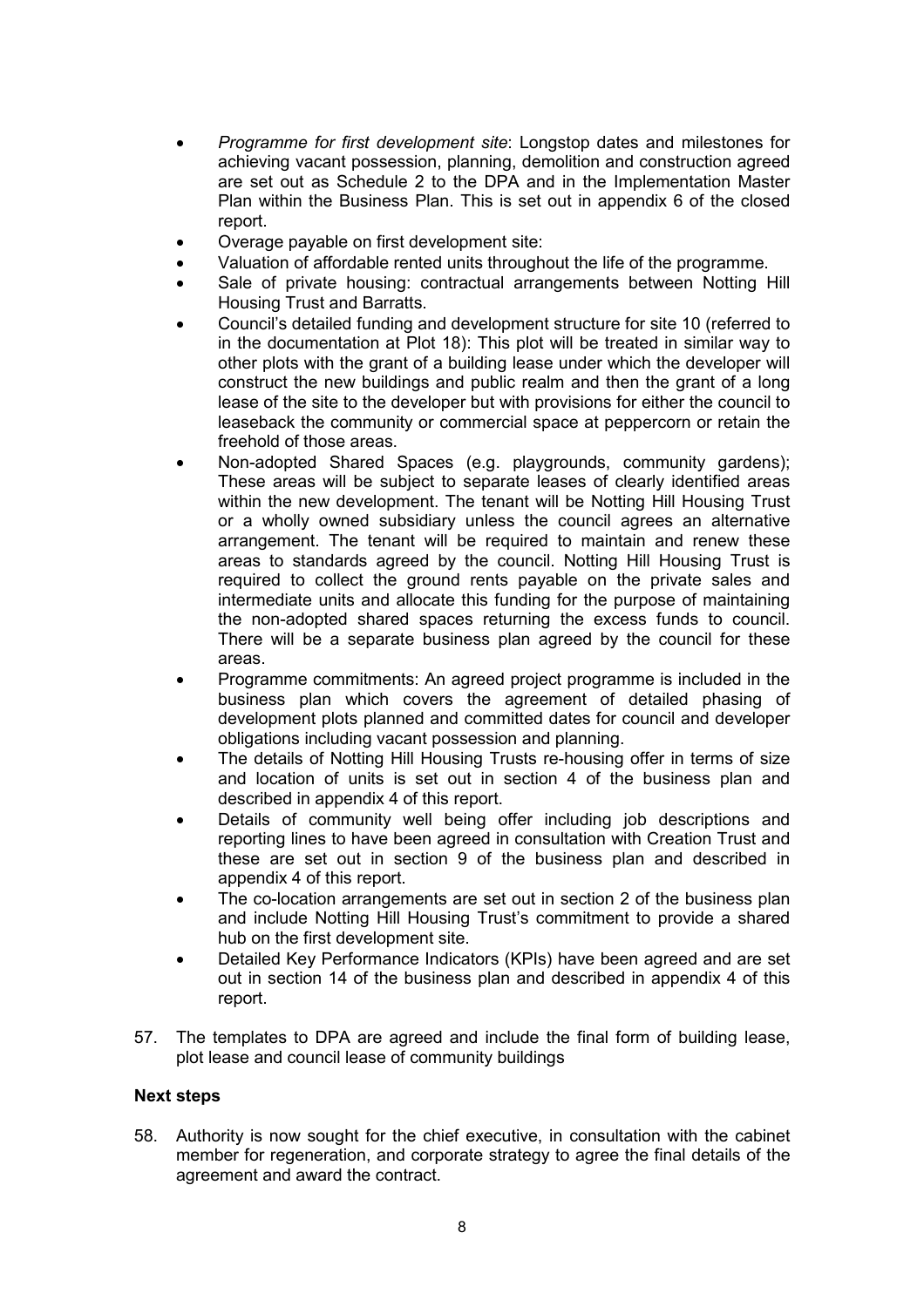- *Programme for first development site*: Longstop dates and milestones for achieving vacant possession, planning, demolition and construction agreed are set out as Schedule 2 to the DPA and in the Implementation Master Plan within the Business Plan. This is set out in appendix 6 of the closed report.
- Overage payable on first development site:
- Valuation of affordable rented units throughout the life of the programme.
- Sale of private housing: contractual arrangements between Notting Hill Housing Trust and Barratts.
- Council's detailed funding and development structure for site 10 (referred to in the documentation at Plot 18): This plot will be treated in similar way to other plots with the grant of a building lease under which the developer will construct the new buildings and public realm and then the grant of a long lease of the site to the developer but with provisions for either the council to leaseback the community or commercial space at peppercorn or retain the freehold of those areas.
- Non-adopted Shared Spaces (e.g. playgrounds, community gardens); These areas will be subject to separate leases of clearly identified areas within the new development. The tenant will be Notting Hill Housing Trust or a wholly owned subsidiary unless the council agrees an alternative arrangement. The tenant will be required to maintain and renew these areas to standards agreed by the council. Notting Hill Housing Trust is required to collect the ground rents payable on the private sales and intermediate units and allocate this funding for the purpose of maintaining the non-adopted shared spaces returning the excess funds to council. There will be a separate business plan agreed by the council for these areas.
- Programme commitments: An agreed project programme is included in the business plan which covers the agreement of detailed phasing of development plots planned and committed dates for council and developer obligations including vacant possession and planning.
- The details of Notting Hill Housing Trusts re-housing offer in terms of size and location of units is set out in section 4 of the business plan and described in appendix 4 of this report.
- Details of community well being offer including job descriptions and reporting lines to have been agreed in consultation with Creation Trust and these are set out in section 9 of the business plan and described in appendix 4 of this report.
- The co-location arrangements are set out in section 2 of the business plan and include Notting Hill Housing Trust's commitment to provide a shared hub on the first development site.
- Detailed Key Performance Indicators (KPIs) have been agreed and are set out in section 14 of the business plan and described in appendix 4 of this report.

57. The templates to DPA are agreed and include the final form of building lease, plot lease and council lease of community buildings

**Next steps**

58. Authority is now sought for the chief executive, in consultation with the cabinet member for regeneration, and corporate strategy to agree the final details of the agreement and award the contract.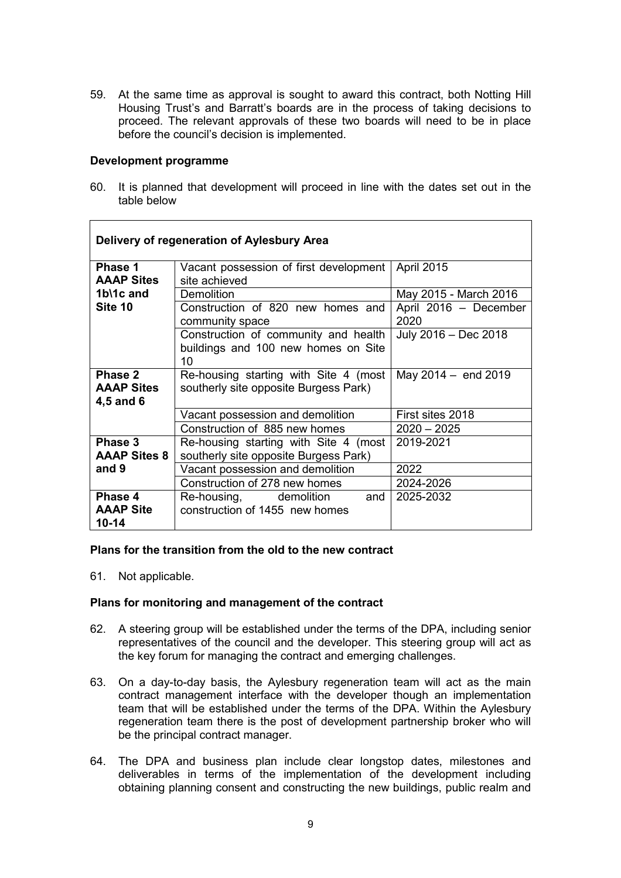59. At the same time as approval is sought to award this contract, both Notting Hill Housing Trust's and Barratt's boards are in the process of taking decisions to proceed. The relevant approvals of these two boards will need to be in place before the council's decision is implemented.

**Development programme**

60. It is planned that development will proceed in line with the dates set out in the table below

| Delivery of regeneration of Aylesbury Area | | |
|---|---|---|
| **Phase 1 AAAP Sites 1b\1c and Site 10** | Vacant possession of first development site achieved | April 2015 |
| | Demolition | May 2015 - March 2016 |
| | Construction of 820 new homes and community space | April 2016 – December 2020 |
| | Construction of community and health buildings and 100 new homes on Site 10 | July 2016 – Dec 2018 |
| **Phase 2 AAAP Sites 4,5 and 6** | Re-housing starting with Site 4 (most southerly site opposite Burgess Park) | May 2014 – end 2019 |
| | Vacant possession and demolition | First sites 2018 |
| | Construction of 885 new homes | 2020 – 2025 |
| **Phase 3 AAAP Sites 8 and 9** | Re-housing starting with Site 4 (most southerly site opposite Burgess Park) | 2019-2021 |
| | Vacant possession and demolition | 2022 |
| | Construction of 278 new homes | 2024-2026 |
| **Phase 4 AAAP Site 10-14** | Re-housing, demolition and construction of 1455 new homes | 2025-2032 |

**Plans for the transition from the old to the new contract**

61. Not applicable.

**Plans for monitoring and management of the contract**

62. A steering group will be established under the terms of the DPA, including senior representatives of the council and the developer. This steering group will act as the key forum for managing the contract and emerging challenges.

63. On a day-to-day basis, the Aylesbury regeneration team will act as the main contract management interface with the developer though an implementation team that will be established under the terms of the DPA. Within the Aylesbury regeneration team there is the post of development partnership broker who will be the principal contract manager.

64. The DPA and business plan include clear longstop dates, milestones and deliverables in terms of the implementation of the development including obtaining planning consent and constructing the new buildings, public realm and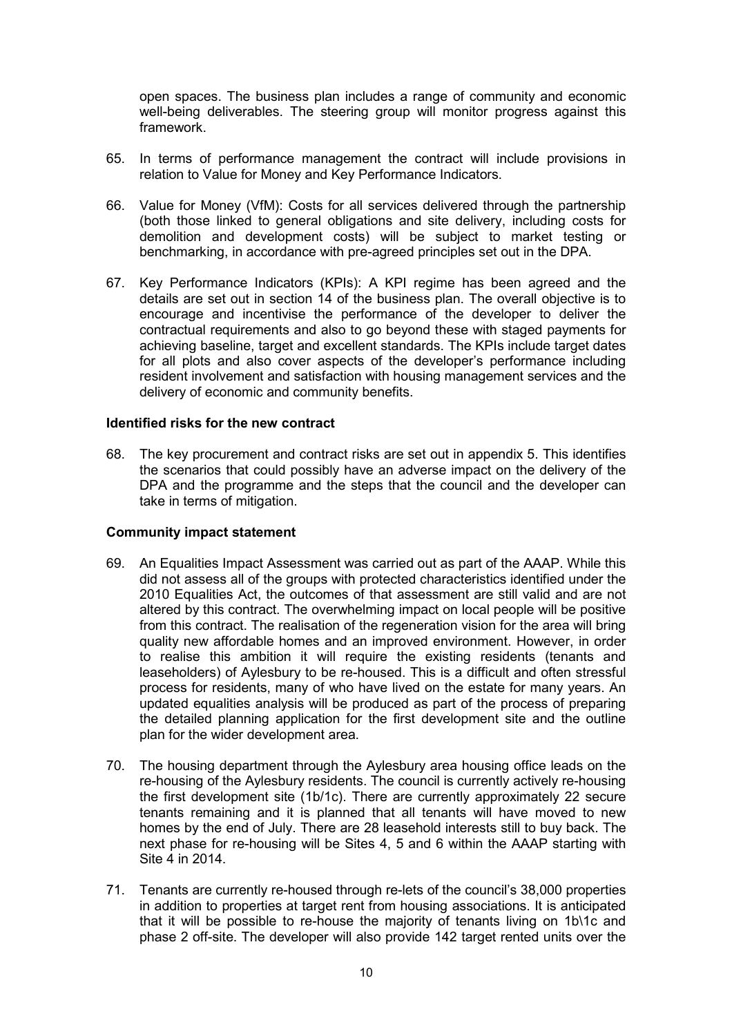open spaces. The business plan includes a range of community and economic well-being deliverables. The steering group will monitor progress against this framework.

65. In terms of performance management the contract will include provisions in relation to Value for Money and Key Performance Indicators.

66. Value for Money (VfM): Costs for all services delivered through the partnership (both those linked to general obligations and site delivery, including costs for demolition and development costs) will be subject to market testing or benchmarking, in accordance with pre-agreed principles set out in the DPA.

67. Key Performance Indicators (KPIs): A KPI regime has been agreed and the details are set out in section 14 of the business plan. The overall objective is to encourage and incentivise the performance of the developer to deliver the contractual requirements and also to go beyond these with staged payments for achieving baseline, target and excellent standards. The KPIs include target dates for all plots and also cover aspects of the developer's performance including resident involvement and satisfaction with housing management services and the delivery of economic and community benefits.

**Identified risks for the new contract**

68. The key procurement and contract risks are set out in appendix 5. This identifies the scenarios that could possibly have an adverse impact on the delivery of the DPA and the programme and the steps that the council and the developer can take in terms of mitigation.

**Community impact statement**

69. An Equalities Impact Assessment was carried out as part of the AAAP. While this did not assess all of the groups with protected characteristics identified under the 2010 Equalities Act, the outcomes of that assessment are still valid and are not altered by this contract. The overwhelming impact on local people will be positive from this contract. The realisation of the regeneration vision for the area will bring quality new affordable homes and an improved environment. However, in order to realise this ambition it will require the existing residents (tenants and leaseholders) of Aylesbury to be re-housed. This is a difficult and often stressful process for residents, many of who have lived on the estate for many years. An updated equalities analysis will be produced as part of the process of preparing the detailed planning application for the first development site and the outline plan for the wider development area.

70. The housing department through the Aylesbury area housing office leads on the re-housing of the Aylesbury residents. The council is currently actively re-housing the first development site (1b/1c). There are currently approximately 22 secure tenants remaining and it is planned that all tenants will have moved to new homes by the end of July. There are 28 leasehold interests still to buy back. The next phase for re-housing will be Sites 4, 5 and 6 within the AAAP starting with Site 4 in 2014.

71. Tenants are currently re-housed through re-lets of the council's 38,000 properties in addition to properties at target rent from housing associations. It is anticipated that it will be possible to re-house the majority of tenants living on 1b\1c and phase 2 off-site. The developer will also provide 142 target rented units over the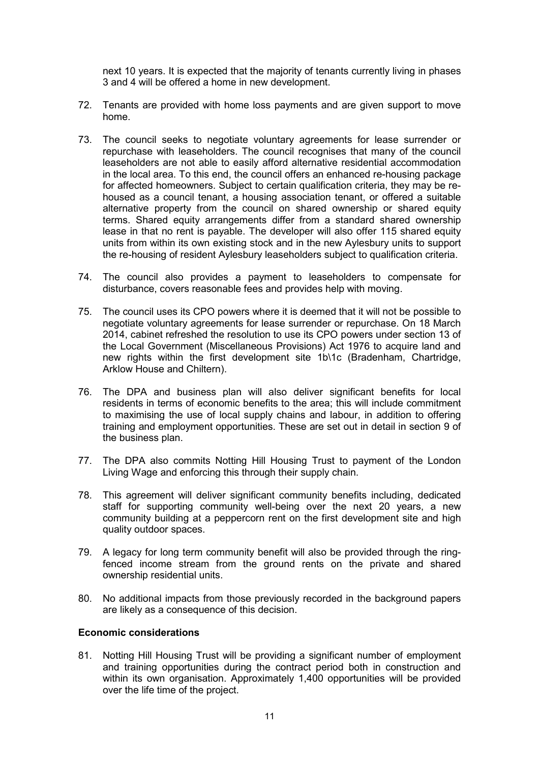next 10 years. It is expected that the majority of tenants currently living in phases 3 and 4 will be offered a home in new development.

72. Tenants are provided with home loss payments and are given support to move home.

73. The council seeks to negotiate voluntary agreements for lease surrender or repurchase with leaseholders. The council recognises that many of the council leaseholders are not able to easily afford alternative residential accommodation in the local area. To this end, the council offers an enhanced re-housing package for affected homeowners. Subject to certain qualification criteria, they may be re-housed as a council tenant, a housing association tenant, or offered a suitable alternative property from the council on shared ownership or shared equity terms. Shared equity arrangements differ from a standard shared ownership lease in that no rent is payable. The developer will also offer 115 shared equity units from within its own existing stock and in the new Aylesbury units to support the re-housing of resident Aylesbury leaseholders subject to qualification criteria.

74. The council also provides a payment to leaseholders to compensate for disturbance, covers reasonable fees and provides help with moving.

75. The council uses its CPO powers where it is deemed that it will not be possible to negotiate voluntary agreements for lease surrender or repurchase. On 18 March 2014, cabinet refreshed the resolution to use its CPO powers under section 13 of the Local Government (Miscellaneous Provisions) Act 1976 to acquire land and new rights within the first development site 1b\1c (Bradenham, Chartridge, Arklow House and Chiltern).

76. The DPA and business plan will also deliver significant benefits for local residents in terms of economic benefits to the area; this will include commitment to maximising the use of local supply chains and labour, in addition to offering training and employment opportunities. These are set out in detail in section 9 of the business plan.

77. The DPA also commits Notting Hill Housing Trust to payment of the London Living Wage and enforcing this through their supply chain.

78. This agreement will deliver significant community benefits including, dedicated staff for supporting community well-being over the next 20 years, a new community building at a peppercorn rent on the first development site and high quality outdoor spaces.

79. A legacy for long term community benefit will also be provided through the ring-fenced income stream from the ground rents on the private and shared ownership residential units.

80. No additional impacts from those previously recorded in the background papers are likely as a consequence of this decision.

**Economic considerations**

81. Notting Hill Housing Trust will be providing a significant number of employment and training opportunities during the contract period both in construction and within its own organisation. Approximately 1,400 opportunities will be provided over the life time of the project.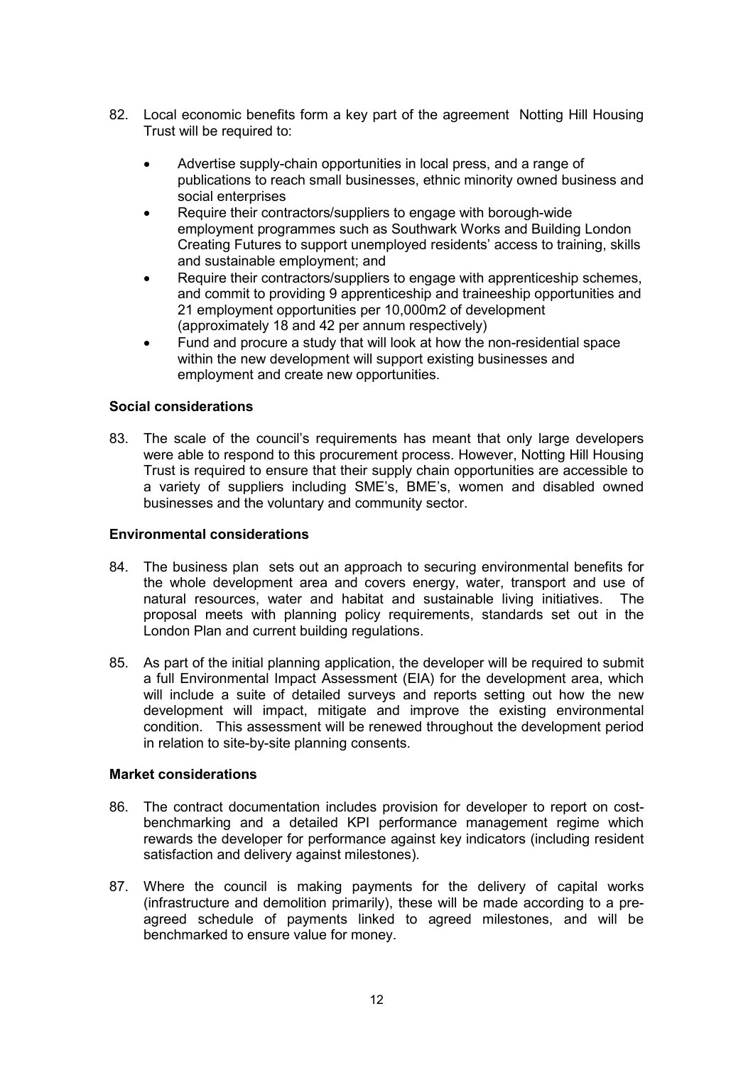82. Local economic benefits form a key part of the agreement Notting Hill Housing Trust will be required to:

    - Advertise supply-chain opportunities in local press, and a range of publications to reach small businesses, ethnic minority owned business and social enterprises
    - Require their contractors/suppliers to engage with borough-wide employment programmes such as Southwark Works and Building London Creating Futures to support unemployed residents' access to training, skills and sustainable employment; and
    - Require their contractors/suppliers to engage with apprenticeship schemes, and commit to providing 9 apprenticeship and traineeship opportunities and 21 employment opportunities per 10,000m2 of development (approximately 18 and 42 per annum respectively)
    - Fund and procure a study that will look at how the non-residential space within the new development will support existing businesses and employment and create new opportunities.

**Social considerations**

83. The scale of the council's requirements has meant that only large developers were able to respond to this procurement process. However, Notting Hill Housing Trust is required to ensure that their supply chain opportunities are accessible to a variety of suppliers including SME's, BME's, women and disabled owned businesses and the voluntary and community sector.

**Environmental considerations**

84. The business plan sets out an approach to securing environmental benefits for the whole development area and covers energy, water, transport and use of natural resources, water and habitat and sustainable living initiatives. The proposal meets with planning policy requirements, standards set out in the London Plan and current building regulations.

85. As part of the initial planning application, the developer will be required to submit a full Environmental Impact Assessment (EIA) for the development area, which will include a suite of detailed surveys and reports setting out how the new development will impact, mitigate and improve the existing environmental condition. This assessment will be renewed throughout the development period in relation to site-by-site planning consents.

**Market considerations**

86. The contract documentation includes provision for developer to report on cost-benchmarking and a detailed KPI performance management regime which rewards the developer for performance against key indicators (including resident satisfaction and delivery against milestones).

87. Where the council is making payments for the delivery of capital works (infrastructure and demolition primarily), these will be made according to a pre-agreed schedule of payments linked to agreed milestones, and will be benchmarked to ensure value for money.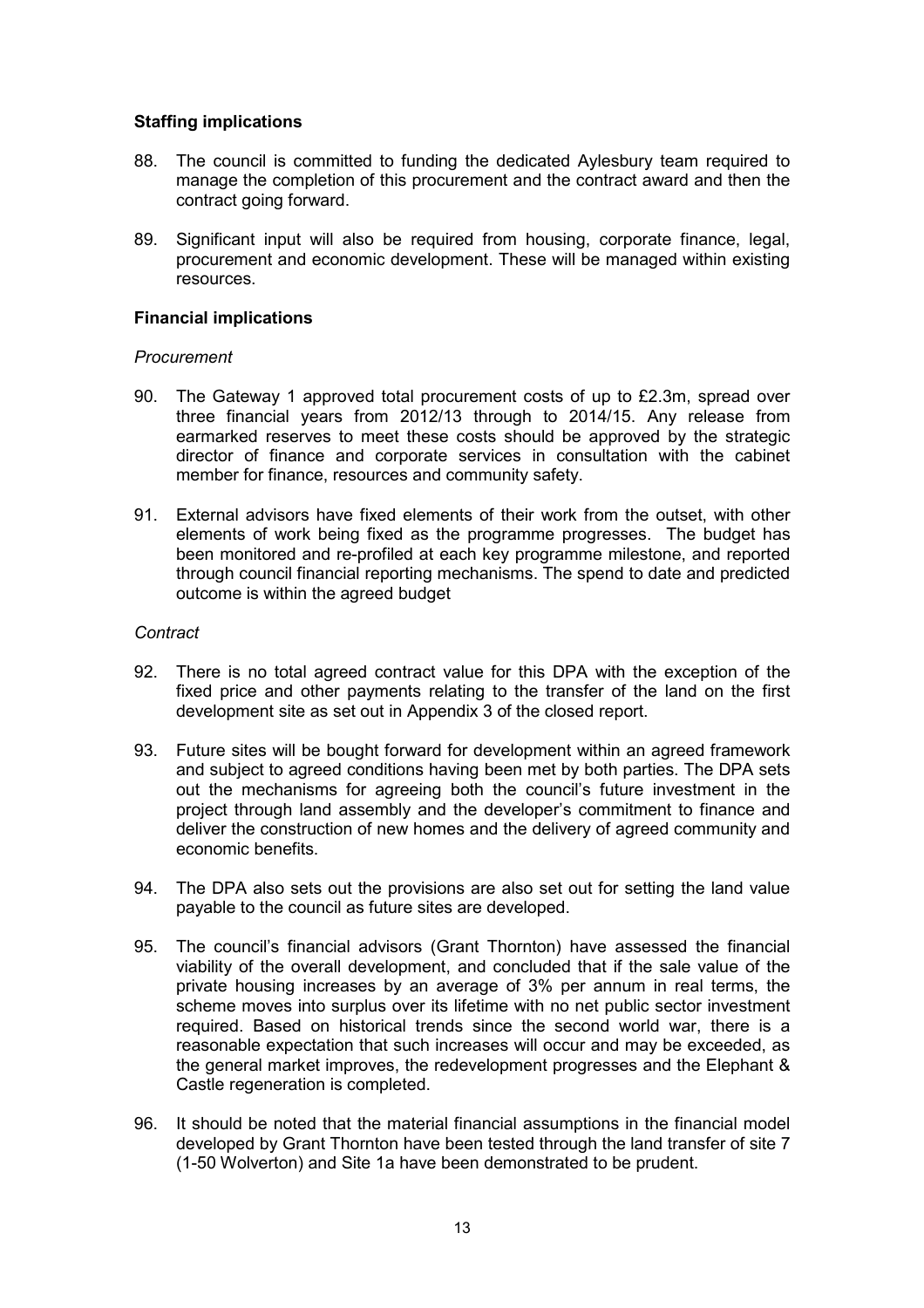**Staffing implications**

88. The council is committed to funding the dedicated Aylesbury team required to manage the completion of this procurement and the contract award and then the contract going forward.

89. Significant input will also be required from housing, corporate finance, legal, procurement and economic development. These will be managed within existing resources.

**Financial implications**

*Procurement*

90. The Gateway 1 approved total procurement costs of up to £2.3m, spread over three financial years from 2012/13 through to 2014/15. Any release from earmarked reserves to meet these costs should be approved by the strategic director of finance and corporate services in consultation with the cabinet member for finance, resources and community safety.

91. External advisors have fixed elements of their work from the outset, with other elements of work being fixed as the programme progresses. The budget has been monitored and re-profiled at each key programme milestone, and reported through council financial reporting mechanisms. The spend to date and predicted outcome is within the agreed budget

*Contract*

92. There is no total agreed contract value for this DPA with the exception of the fixed price and other payments relating to the transfer of the land on the first development site as set out in Appendix 3 of the closed report.

93. Future sites will be bought forward for development within an agreed framework and subject to agreed conditions having been met by both parties. The DPA sets out the mechanisms for agreeing both the council's future investment in the project through land assembly and the developer's commitment to finance and deliver the construction of new homes and the delivery of agreed community and economic benefits.

94. The DPA also sets out the provisions are also set out for setting the land value payable to the council as future sites are developed.

95. The council's financial advisors (Grant Thornton) have assessed the financial viability of the overall development, and concluded that if the sale value of the private housing increases by an average of 3% per annum in real terms, the scheme moves into surplus over its lifetime with no net public sector investment required. Based on historical trends since the second world war, there is a reasonable expectation that such increases will occur and may be exceeded, as the general market improves, the redevelopment progresses and the Elephant & Castle regeneration is completed.

96. It should be noted that the material financial assumptions in the financial model developed by Grant Thornton have been tested through the land transfer of site 7 (1-50 Wolverton) and Site 1a have been demonstrated to be prudent.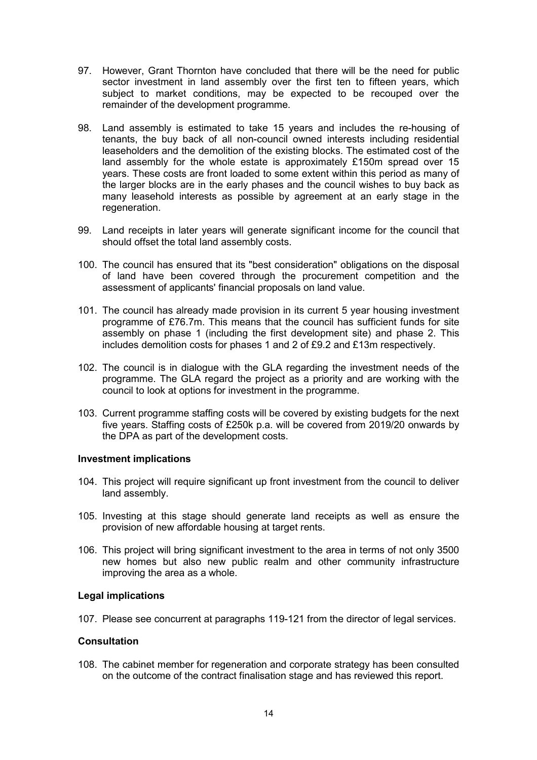97. However, Grant Thornton have concluded that there will be the need for public sector investment in land assembly over the first ten to fifteen years, which subject to market conditions, may be expected to be recouped over the remainder of the development programme.

98. Land assembly is estimated to take 15 years and includes the re-housing of tenants, the buy back of all non-council owned interests including residential leaseholders and the demolition of the existing blocks. The estimated cost of the land assembly for the whole estate is approximately £150m spread over 15 years. These costs are front loaded to some extent within this period as many of the larger blocks are in the early phases and the council wishes to buy back as many leasehold interests as possible by agreement at an early stage in the regeneration.

99. Land receipts in later years will generate significant income for the council that should offset the total land assembly costs.

100. The council has ensured that its "best consideration" obligations on the disposal of land have been covered through the procurement competition and the assessment of applicants' financial proposals on land value.

101. The council has already made provision in its current 5 year housing investment programme of £76.7m. This means that the council has sufficient funds for site assembly on phase 1 (including the first development site) and phase 2. This includes demolition costs for phases 1 and 2 of £9.2 and £13m respectively.

102. The council is in dialogue with the GLA regarding the investment needs of the programme. The GLA regard the project as a priority and are working with the council to look at options for investment in the programme.

103. Current programme staffing costs will be covered by existing budgets for the next five years. Staffing costs of £250k p.a. will be covered from 2019/20 onwards by the DPA as part of the development costs.

**Investment implications**

104. This project will require significant up front investment from the council to deliver land assembly.

105. Investing at this stage should generate land receipts as well as ensure the provision of new affordable housing at target rents.

106. This project will bring significant investment to the area in terms of not only 3500 new homes but also new public realm and other community infrastructure improving the area as a whole.

**Legal implications**

107. Please see concurrent at paragraphs 119-121 from the director of legal services.

**Consultation**

108. The cabinet member for regeneration and corporate strategy has been consulted on the outcome of the contract finalisation stage and has reviewed this report.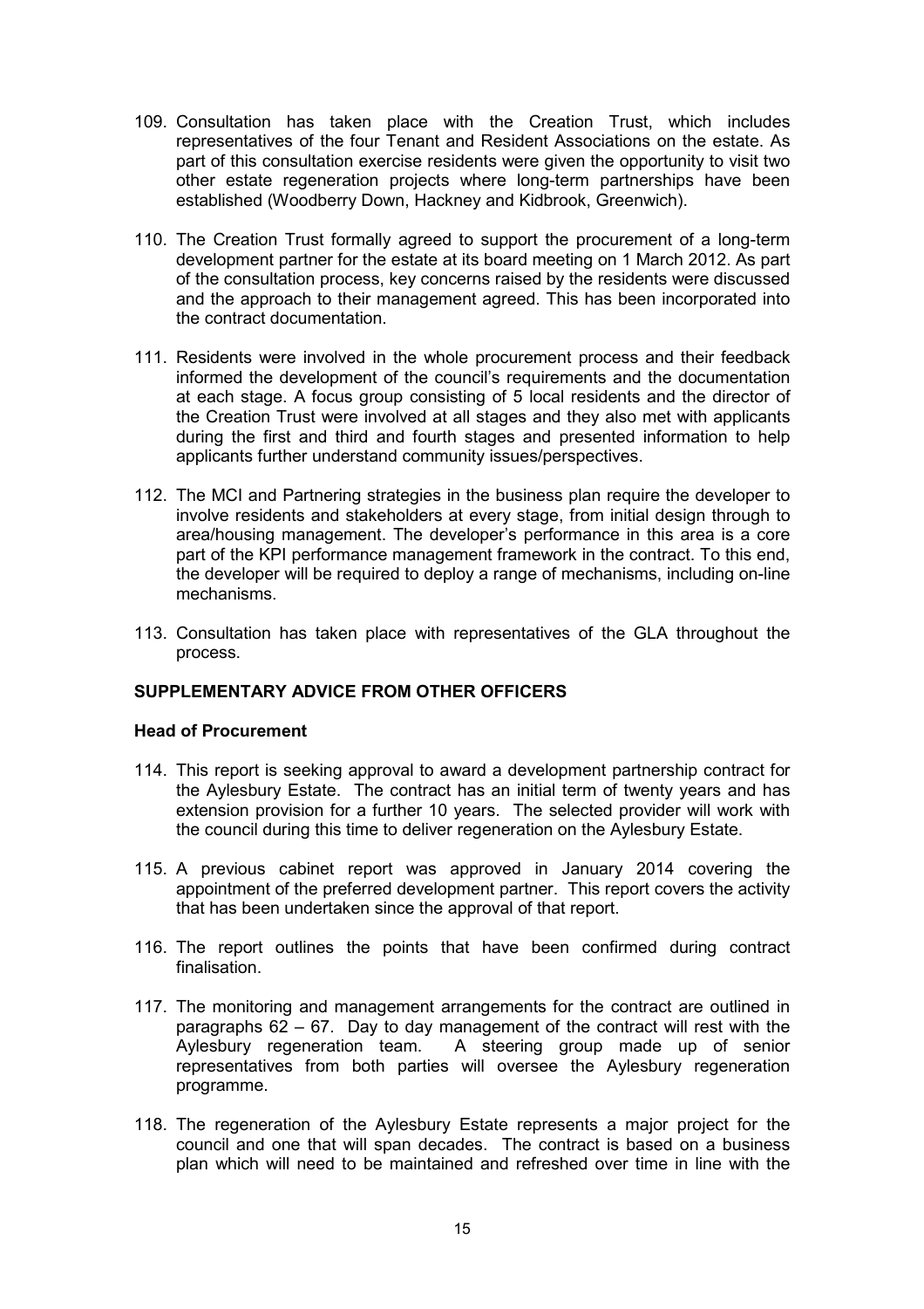109. Consultation has taken place with the Creation Trust, which includes representatives of the four Tenant and Resident Associations on the estate. As part of this consultation exercise residents were given the opportunity to visit two other estate regeneration projects where long-term partnerships have been established (Woodberry Down, Hackney and Kidbrook, Greenwich).

110. The Creation Trust formally agreed to support the procurement of a long-term development partner for the estate at its board meeting on 1 March 2012. As part of the consultation process, key concerns raised by the residents were discussed and the approach to their management agreed. This has been incorporated into the contract documentation.

111. Residents were involved in the whole procurement process and their feedback informed the development of the council's requirements and the documentation at each stage. A focus group consisting of 5 local residents and the director of the Creation Trust were involved at all stages and they also met with applicants during the first and third and fourth stages and presented information to help applicants further understand community issues/perspectives.

112. The MCI and Partnering strategies in the business plan require the developer to involve residents and stakeholders at every stage, from initial design through to area/housing management. The developer's performance in this area is a core part of the KPI performance management framework in the contract. To this end, the developer will be required to deploy a range of mechanisms, including on-line mechanisms.

113. Consultation has taken place with representatives of the GLA throughout the process.

## SUPPLEMENTARY ADVICE FROM OTHER OFFICERS

### Head of Procurement

114. This report is seeking approval to award a development partnership contract for the Aylesbury Estate. The contract has an initial term of twenty years and has extension provision for a further 10 years. The selected provider will work with the council during this time to deliver regeneration on the Aylesbury Estate.

115. A previous cabinet report was approved in January 2014 covering the appointment of the preferred development partner. This report covers the activity that has been undertaken since the approval of that report.

116. The report outlines the points that have been confirmed during contract finalisation.

117. The monitoring and management arrangements for the contract are outlined in paragraphs 62 – 67. Day to day management of the contract will rest with the Aylesbury regeneration team. A steering group made up of senior representatives from both parties will oversee the Aylesbury regeneration programme.

118. The regeneration of the Aylesbury Estate represents a major project for the council and one that will span decades. The contract is based on a business plan which will need to be maintained and refreshed over time in line with the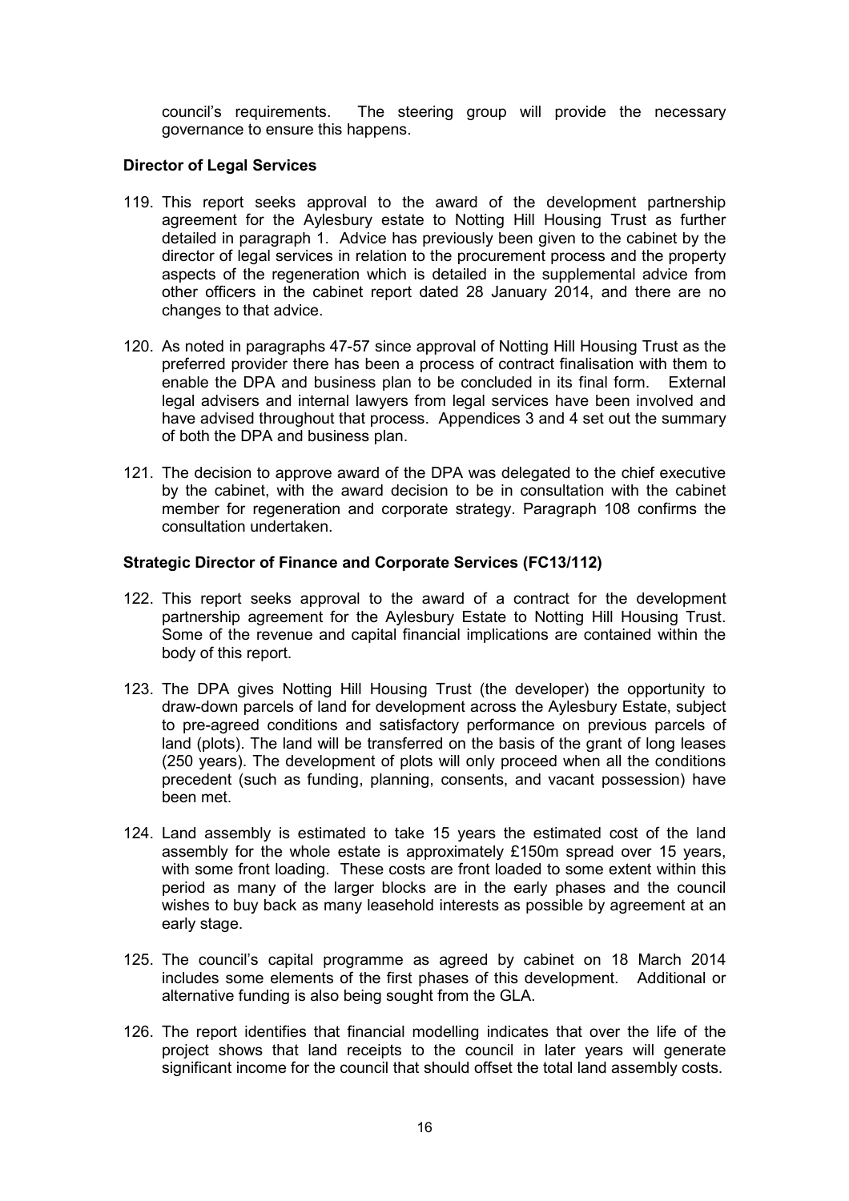council's requirements. The steering group will provide the necessary governance to ensure this happens.

**Director of Legal Services**

119. This report seeks approval to the award of the development partnership agreement for the Aylesbury estate to Notting Hill Housing Trust as further detailed in paragraph 1. Advice has previously been given to the cabinet by the director of legal services in relation to the procurement process and the property aspects of the regeneration which is detailed in the supplemental advice from other officers in the cabinet report dated 28 January 2014, and there are no changes to that advice.

120. As noted in paragraphs 47-57 since approval of Notting Hill Housing Trust as the preferred provider there has been a process of contract finalisation with them to enable the DPA and business plan to be concluded in its final form. External legal advisers and internal lawyers from legal services have been involved and have advised throughout that process. Appendices 3 and 4 set out the summary of both the DPA and business plan.

121. The decision to approve award of the DPA was delegated to the chief executive by the cabinet, with the award decision to be in consultation with the cabinet member for regeneration and corporate strategy. Paragraph 108 confirms the consultation undertaken.

**Strategic Director of Finance and Corporate Services (FC13/112)**

122. This report seeks approval to the award of a contract for the development partnership agreement for the Aylesbury Estate to Notting Hill Housing Trust. Some of the revenue and capital financial implications are contained within the body of this report.

123. The DPA gives Notting Hill Housing Trust (the developer) the opportunity to draw-down parcels of land for development across the Aylesbury Estate, subject to pre-agreed conditions and satisfactory performance on previous parcels of land (plots). The land will be transferred on the basis of the grant of long leases (250 years). The development of plots will only proceed when all the conditions precedent (such as funding, planning, consents, and vacant possession) have been met.

124. Land assembly is estimated to take 15 years the estimated cost of the land assembly for the whole estate is approximately £150m spread over 15 years, with some front loading. These costs are front loaded to some extent within this period as many of the larger blocks are in the early phases and the council wishes to buy back as many leasehold interests as possible by agreement at an early stage.

125. The council's capital programme as agreed by cabinet on 18 March 2014 includes some elements of the first phases of this development. Additional or alternative funding is also being sought from the GLA.

126. The report identifies that financial modelling indicates that over the life of the project shows that land receipts to the council in later years will generate significant income for the council that should offset the total land assembly costs.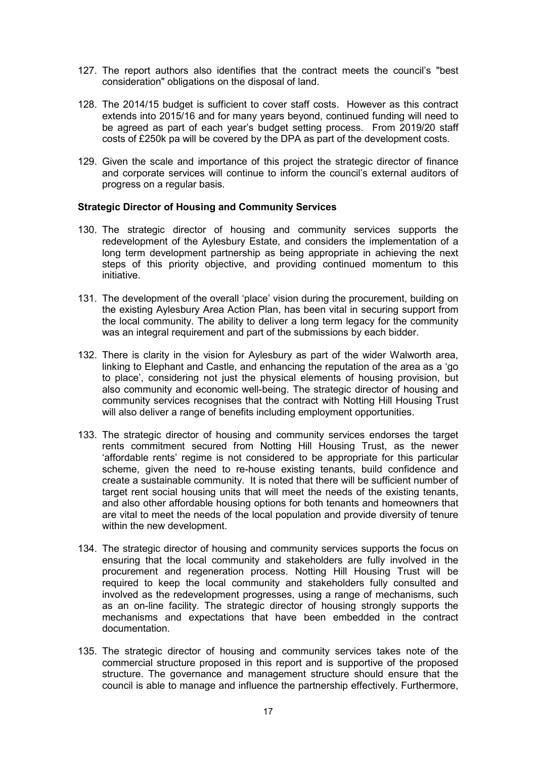127. The report authors also identifies that the contract meets the council's "best consideration" obligations on the disposal of land.

128. The 2014/15 budget is sufficient to cover staff costs. However as this contract extends into 2015/16 and for many years beyond, continued funding will need to be agreed as part of each year's budget setting process. From 2019/20 staff costs of £250k pa will be covered by the DPA as part of the development costs.

129. Given the scale and importance of this project the strategic director of finance and corporate services will continue to inform the council's external auditors of progress on a regular basis.

**Strategic Director of Housing and Community Services**

130. The strategic director of housing and community services supports the redevelopment of the Aylesbury Estate, and considers the implementation of a long term development partnership as being appropriate in achieving the next steps of this priority objective, and providing continued momentum to this initiative.

131. The development of the overall 'place' vision during the procurement, building on the existing Aylesbury Area Action Plan, has been vital in securing support from the local community. The ability to deliver a long term legacy for the community was an integral requirement and part of the submissions by each bidder.

132. There is clarity in the vision for Aylesbury as part of the wider Walworth area, linking to Elephant and Castle, and enhancing the reputation of the area as a 'go to place', considering not just the physical elements of housing provision, but also community and economic well-being. The strategic director of housing and community services recognises that the contract with Notting Hill Housing Trust will also deliver a range of benefits including employment opportunities.

133. The strategic director of housing and community services endorses the target rents commitment secured from Notting Hill Housing Trust, as the newer 'affordable rents' regime is not considered to be appropriate for this particular scheme, given the need to re-house existing tenants, build confidence and create a sustainable community. It is noted that there will be sufficient number of target rent social housing units that will meet the needs of the existing tenants, and also other affordable housing options for both tenants and homeowners that are vital to meet the needs of the local population and provide diversity of tenure within the new development.

134. The strategic director of housing and community services supports the focus on ensuring that the local community and stakeholders are fully involved in the procurement and regeneration process. Notting Hill Housing Trust will be required to keep the local community and stakeholders fully consulted and involved as the redevelopment progresses, using a range of mechanisms, such as an on-line facility. The strategic director of housing strongly supports the mechanisms and expectations that have been embedded in the contract documentation.

135. The strategic director of housing and community services takes note of the commercial structure proposed in this report and is supportive of the proposed structure. The governance and management structure should ensure that the council is able to manage and influence the partnership effectively. Furthermore,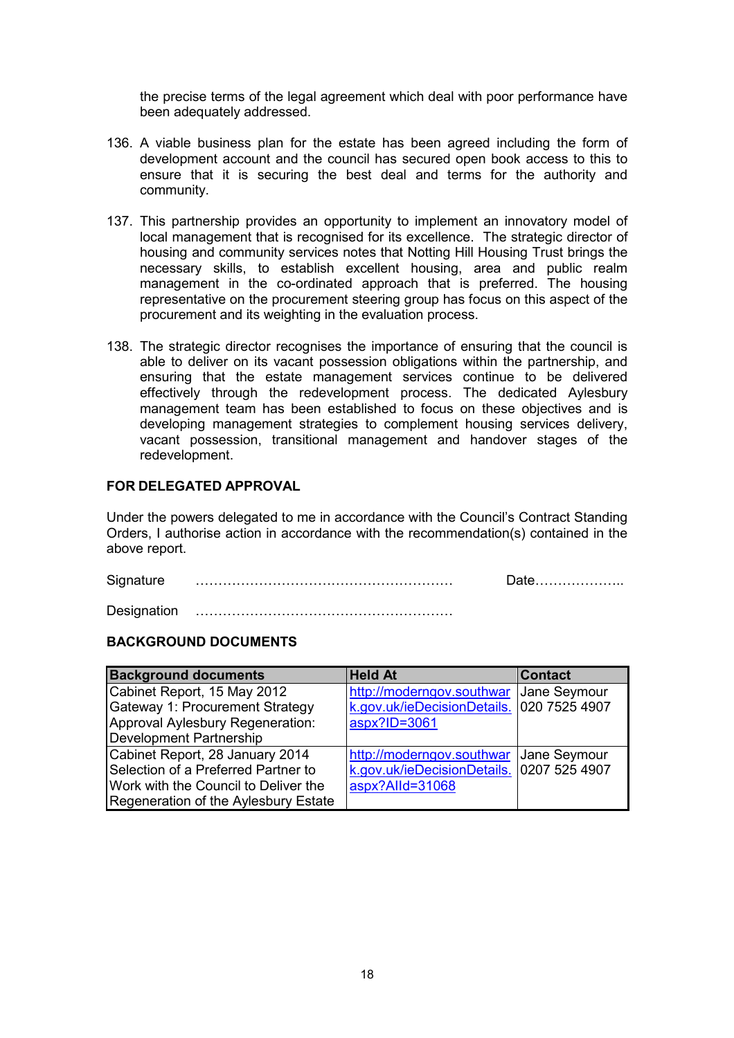the precise terms of the legal agreement which deal with poor performance have been adequately addressed.

136. A viable business plan for the estate has been agreed including the form of development account and the council has secured open book access to this to ensure that it is securing the best deal and terms for the authority and community.

137. This partnership provides an opportunity to implement an innovatory model of local management that is recognised for its excellence. The strategic director of housing and community services notes that Notting Hill Housing Trust brings the necessary skills, to establish excellent housing, area and public realm management in the co-ordinated approach that is preferred. The housing representative on the procurement steering group has focus on this aspect of the procurement and its weighting in the evaluation process.

138. The strategic director recognises the importance of ensuring that the council is able to deliver on its vacant possession obligations within the partnership, and ensuring that the estate management services continue to be delivered effectively through the redevelopment process. The dedicated Aylesbury management team has been established to focus on these objectives and is developing management strategies to complement housing services delivery, vacant possession, transitional management and handover stages of the redevelopment.

## FOR DELEGATED APPROVAL

Under the powers delegated to me in accordance with the Council's Contract Standing Orders, I authorise action in accordance with the recommendation(s) contained in the above report.

Signature ……………………………………………… Date………………..

Designation ………………………………………………

## BACKGROUND DOCUMENTS

| Background documents | Held At | Contact |
|---|---|---|
| Cabinet Report, 15 May 2012 Gateway 1: Procurement Strategy Approval Aylesbury Regeneration: Development Partnership | http://moderngov.southwark.gov.uk/ieDecisionDetails.aspx?ID=3061 | Jane Seymour 020 7525 4907 |
| Cabinet Report, 28 January 2014 Selection of a Preferred Partner to Work with the Council to Deliver the Regeneration of the Aylesbury Estate | http://moderngov.southwark.gov.uk/ieDecisionDetails.aspx?AIId=31068 | Jane Seymour 0207 525 4907 |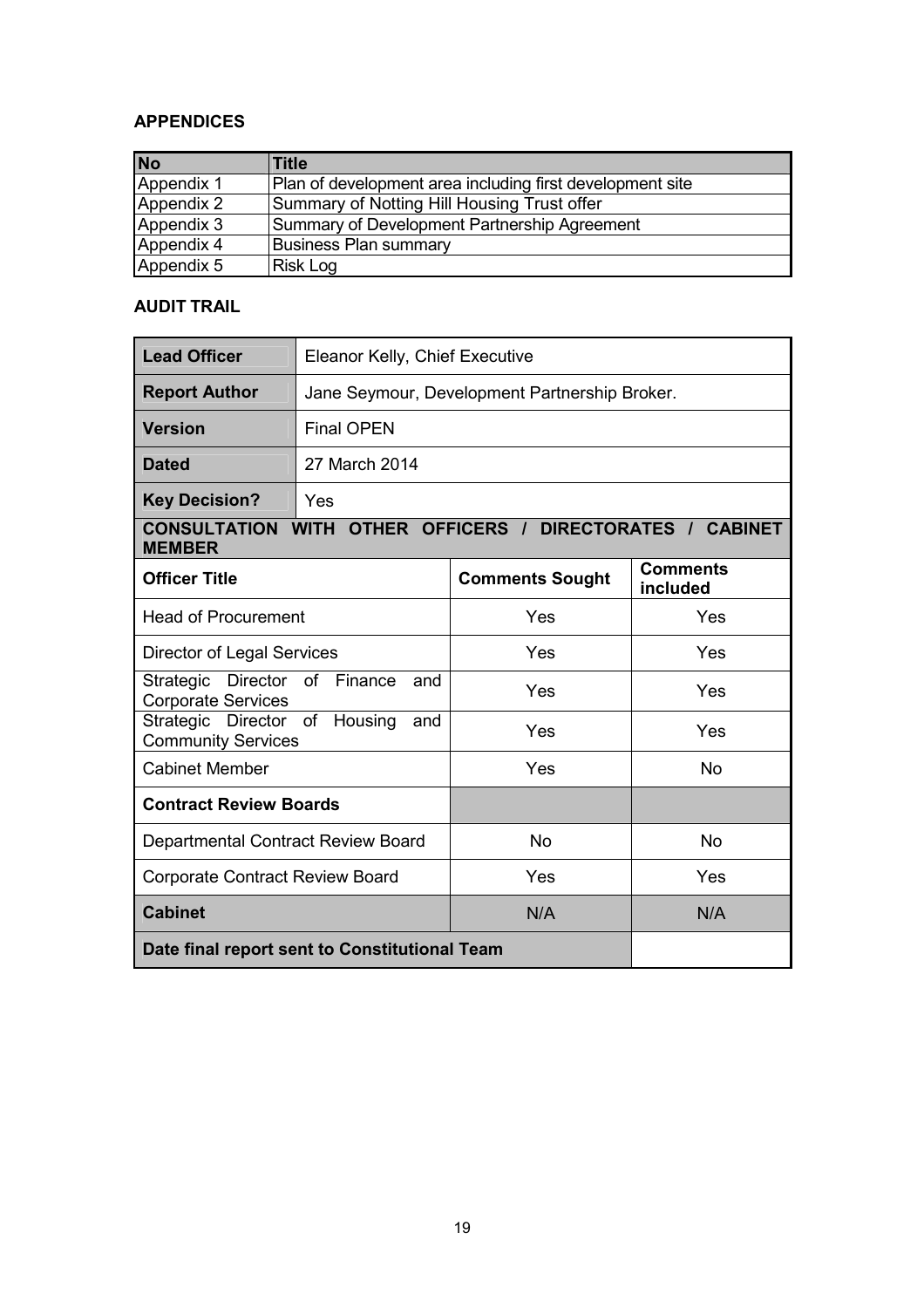## APPENDICES

| No | Title |
|---|---|
| Appendix 1 | Plan of development area including first development site |
| Appendix 2 | Summary of Notting Hill Housing Trust offer |
| Appendix 3 | Summary of Development Partnership Agreement |
| Appendix 4 | Business Plan summary |
| Appendix 5 | Risk Log |

## AUDIT TRAIL

| | | |
|---|---|---|
| **Lead Officer** | Eleanor Kelly, Chief Executive | |
| **Report Author** | Jane Seymour, Development Partnership Broker. | |
| **Version** | Final OPEN | |
| **Dated** | 27 March 2014 | |
| **Key Decision?** | Yes | |
| **CONSULTATION WITH OTHER OFFICERS / DIRECTORATES / CABINET MEMBER** | | |
| **Officer Title** | **Comments Sought** | **Comments included** |
| Head of Procurement | Yes | Yes |
| Director of Legal Services | Yes | Yes |
| Strategic Director of Finance and Corporate Services | Yes | Yes |
| Strategic Director of Housing and Community Services | Yes | Yes |
| Cabinet Member | Yes | No |
| **Contract Review Boards** | | |
| Departmental Contract Review Board | No | No |
| Corporate Contract Review Board | Yes | Yes |
| **Cabinet** | N/A | N/A |
| **Date final report sent to Constitutional Team** | | |